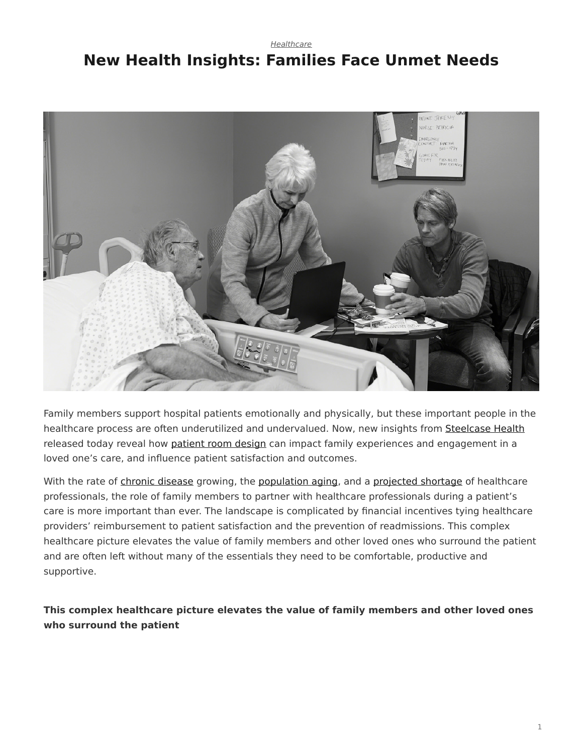*Healthcare*

# New Health Insights: Families Face Unmet Needs

Family members support hospital patients emotionally and physically, but these important people in the healthcare process are often underutilized and undervalued. Now, new insights from Steelcase Health released today reveal how patient room design can impact family experiences and engagement in a loved one's care, and influence patient satisfaction and outcomes.

With the rate of chronic disease growing, the population aging, and a projected shortage of healthcare professionals, the role of family members to partner with healthcare professionals during a patient's care is more important than ever. The landscape is complicated by financial incentives tying healthcare providers' reimbursement to patient satisfaction and the prevention of readmissions. This complex healthcare picture elevates the value of family members and other loved ones who surround the patient and are often left without many of the essentials they need to be comfortable, productive and supportive.

**This complex healthcare picture elevates the value of family members and other loved ones who surround the patient**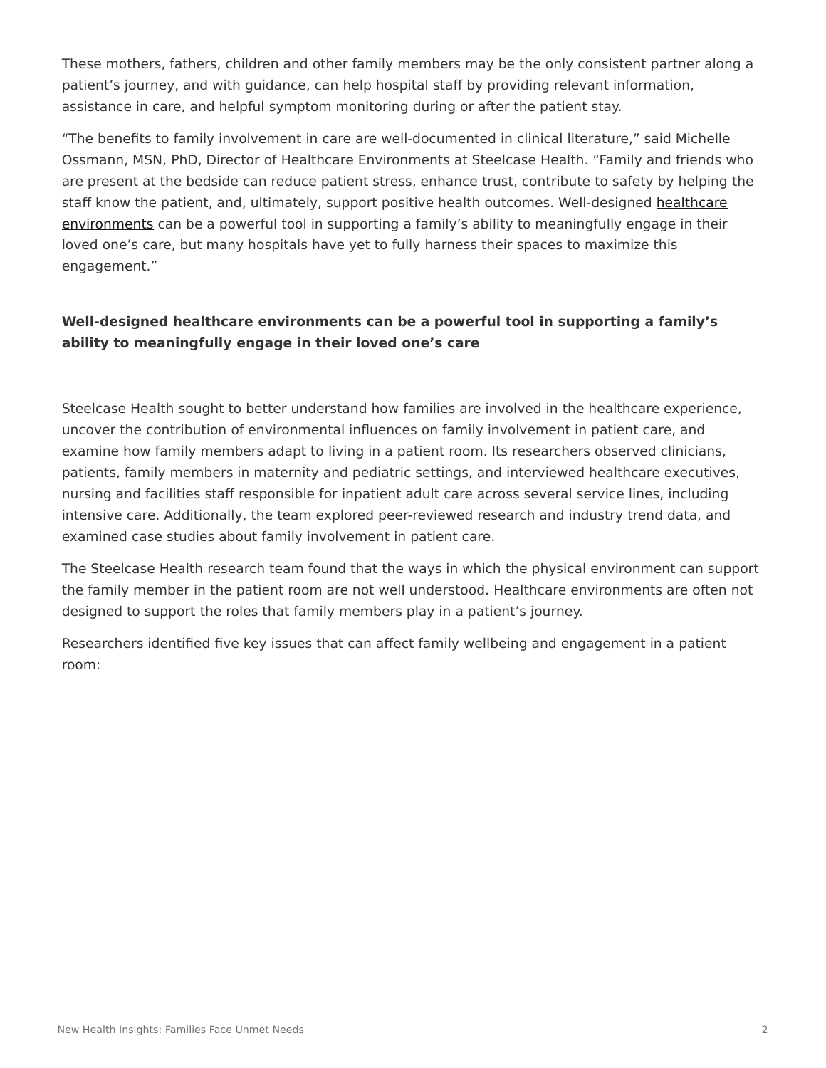These mothers, fathers, children and other family members may be the only consistent partner along a patient's journey, and with guidance, can help hospital staff by providing relevant information, assistance in care, and helpful symptom monitoring during or after the patient stay.

"The benefits to family involvement in care are well-documented in clinical literature," said Michelle Ossmann, MSN, PhD, Director of Healthcare Environments at Steelcase Health. "Family and friends who are present at the bedside can reduce patient stress, enhance trust, contribute to safety by helping the staff know the patient, and, ultimately, support positive health outcomes. Well-designed healthcare environments can be a powerful tool in supporting a family's ability to meaningfully engage in their loved one's care, but many hospitals have yet to fully harness their spaces to maximize this engagement."

**Well-designed healthcare environments can be a powerful tool in supporting a family's ability to meaningfully engage in their loved one's care**

Steelcase Health sought to better understand how families are involved in the healthcare experience, uncover the contribution of environmental influences on family involvement in patient care, and examine how family members adapt to living in a patient room. Its researchers observed clinicians, patients, family members in maternity and pediatric settings, and interviewed healthcare executives, nursing and facilities staff responsible for inpatient adult care across several service lines, including intensive care. Additionally, the team explored peer-reviewed research and industry trend data, and examined case studies about family involvement in patient care.

The Steelcase Health research team found that the ways in which the physical environment can support the family member in the patient room are not well understood. Healthcare environments are often not designed to support the roles that family members play in a patient's journey.

Researchers identified five key issues that can affect family wellbeing and engagement in a patient room: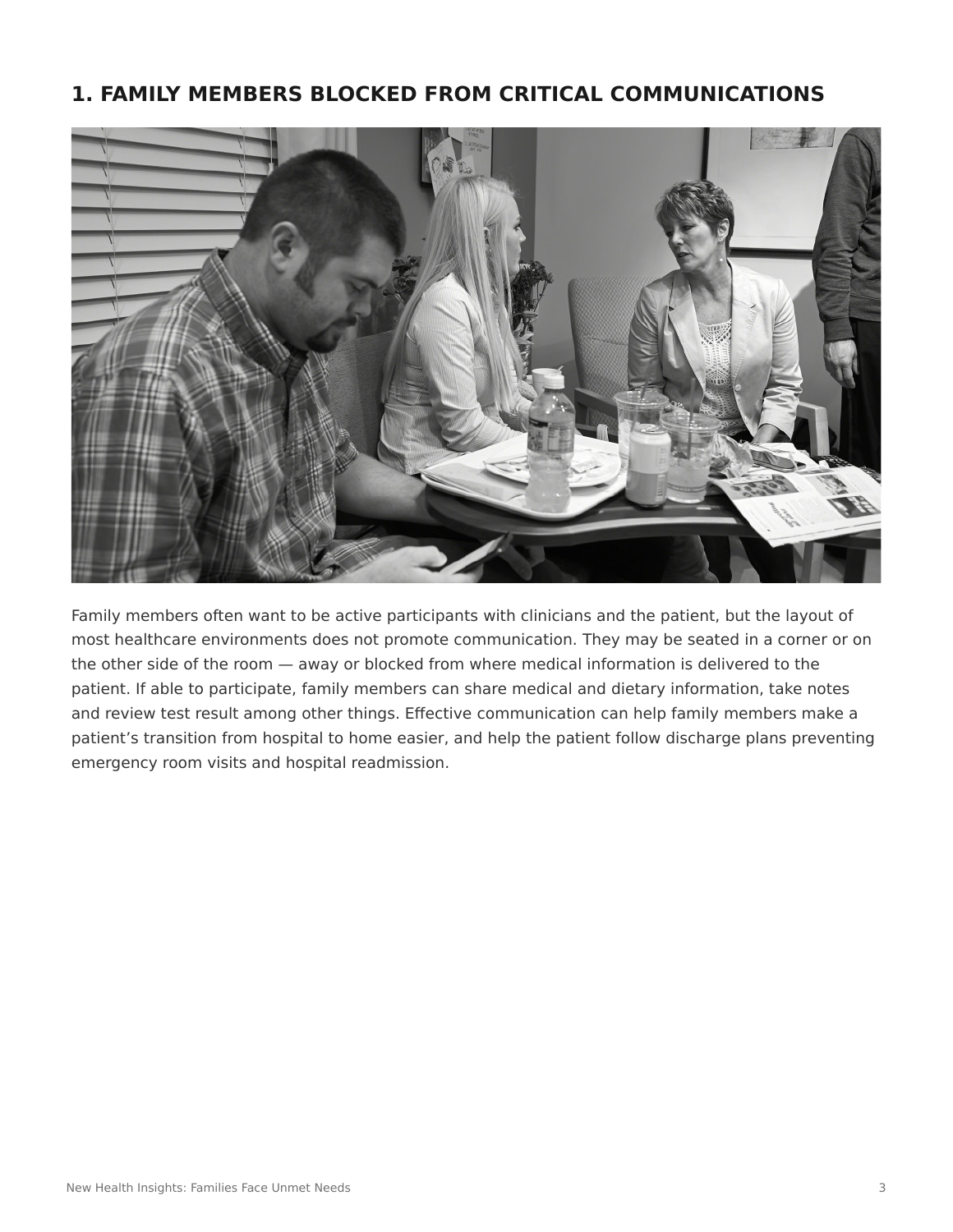## 1. FAMILY MEMBERS BLOCKED FROM CRITICAL COMMUNICATIONS

Family members often want to be active participants with clinicians and the patient, but the layout of most healthcare environments does not promote communication. They may be seated in a corner or on the other side of the room — away or blocked from where medical information is delivered to the patient. If able to participate, family members can share medical and dietary information, take notes and review test result among other things. Effective communication can help family members make a patient's transition from hospital to home easier, and help the patient follow discharge plans preventing emergency room visits and hospital readmission.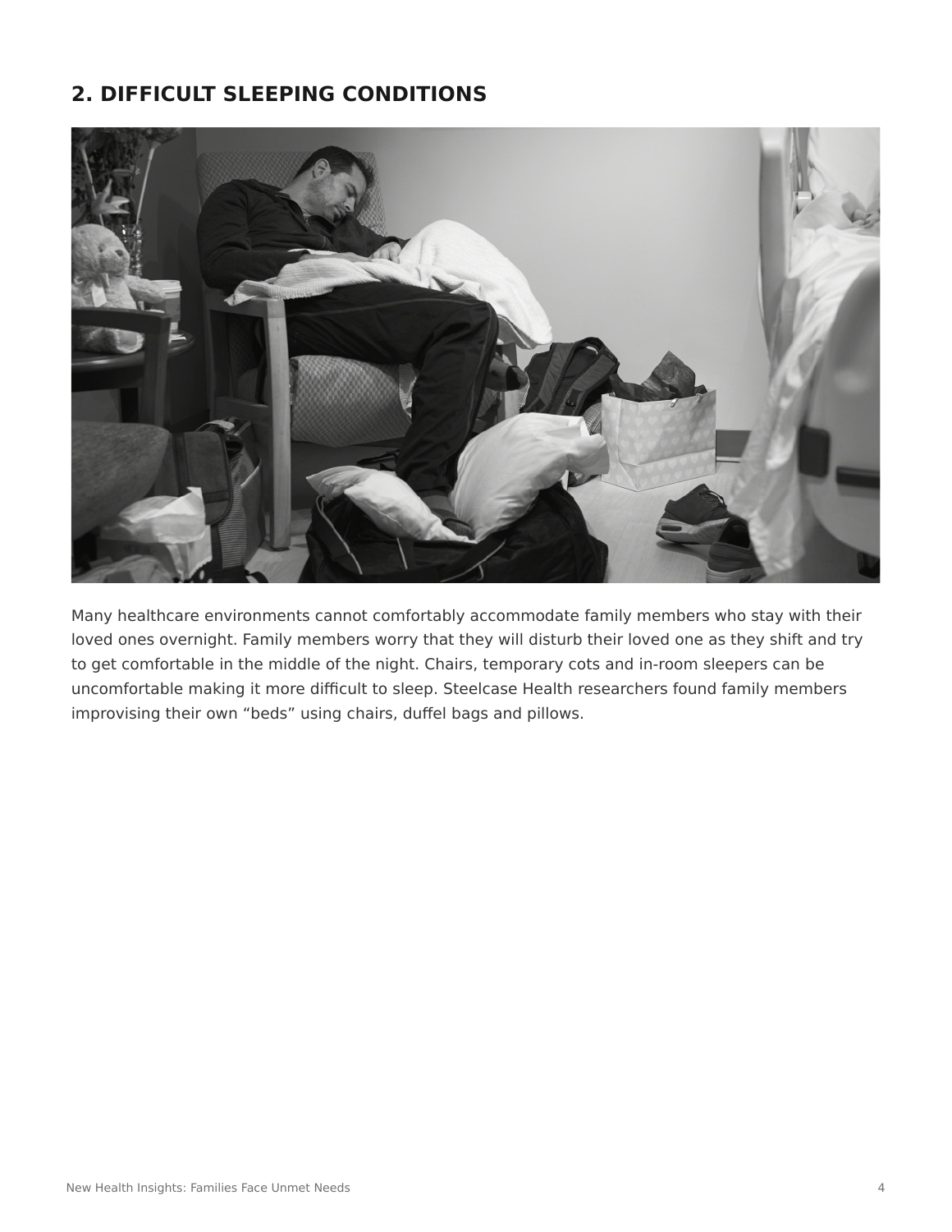## 2. DIFFICULT SLEEPING CONDITIONS

Many healthcare environments cannot comfortably accommodate family members who stay with their loved ones overnight. Family members worry that they will disturb their loved one as they shift and try to get comfortable in the middle of the night. Chairs, temporary cots and in-room sleepers can be uncomfortable making it more difficult to sleep. Steelcase Health researchers found family members improvising their own "beds" using chairs, duffel bags and pillows.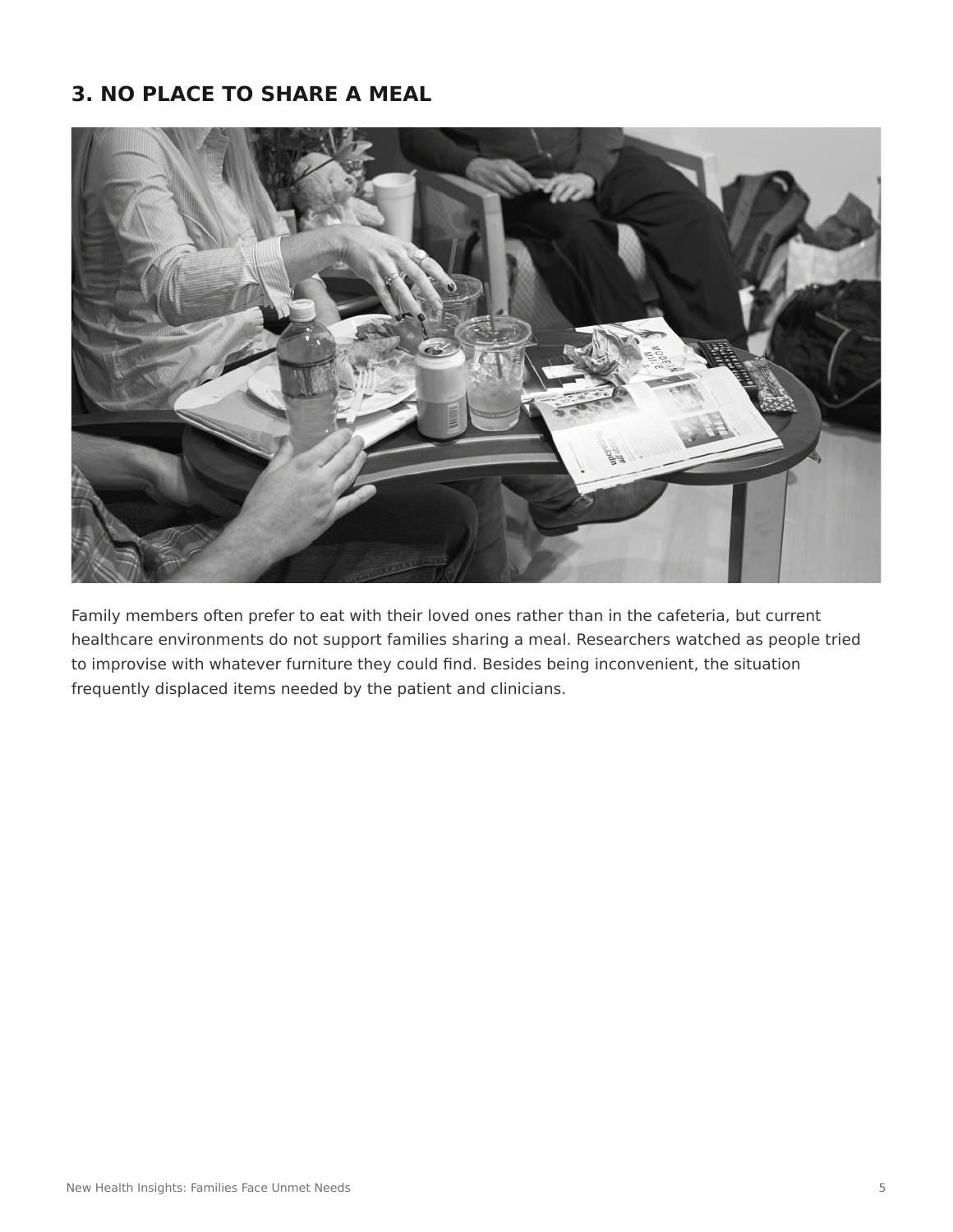## 3. NO PLACE TO SHARE A MEAL

Family members often prefer to eat with their loved ones rather than in the cafeteria, but current healthcare environments do not support families sharing a meal. Researchers watched as people tried to improvise with whatever furniture they could find. Besides being inconvenient, the situation frequently displaced items needed by the patient and clinicians.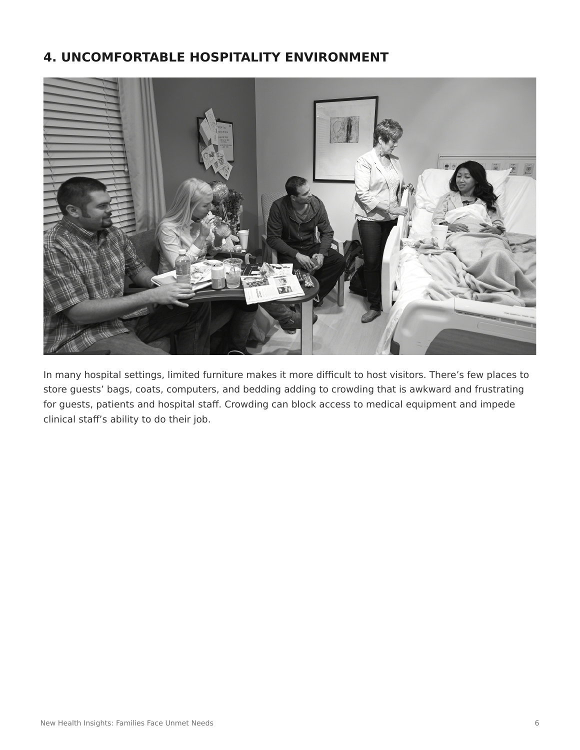## 4. UNCOMFORTABLE HOSPITALITY ENVIRONMENT

In many hospital settings, limited furniture makes it more difficult to host visitors. There's few places to store guests' bags, coats, computers, and bedding adding to crowding that is awkward and frustrating for guests, patients and hospital staff. Crowding can block access to medical equipment and impede clinical staff's ability to do their job.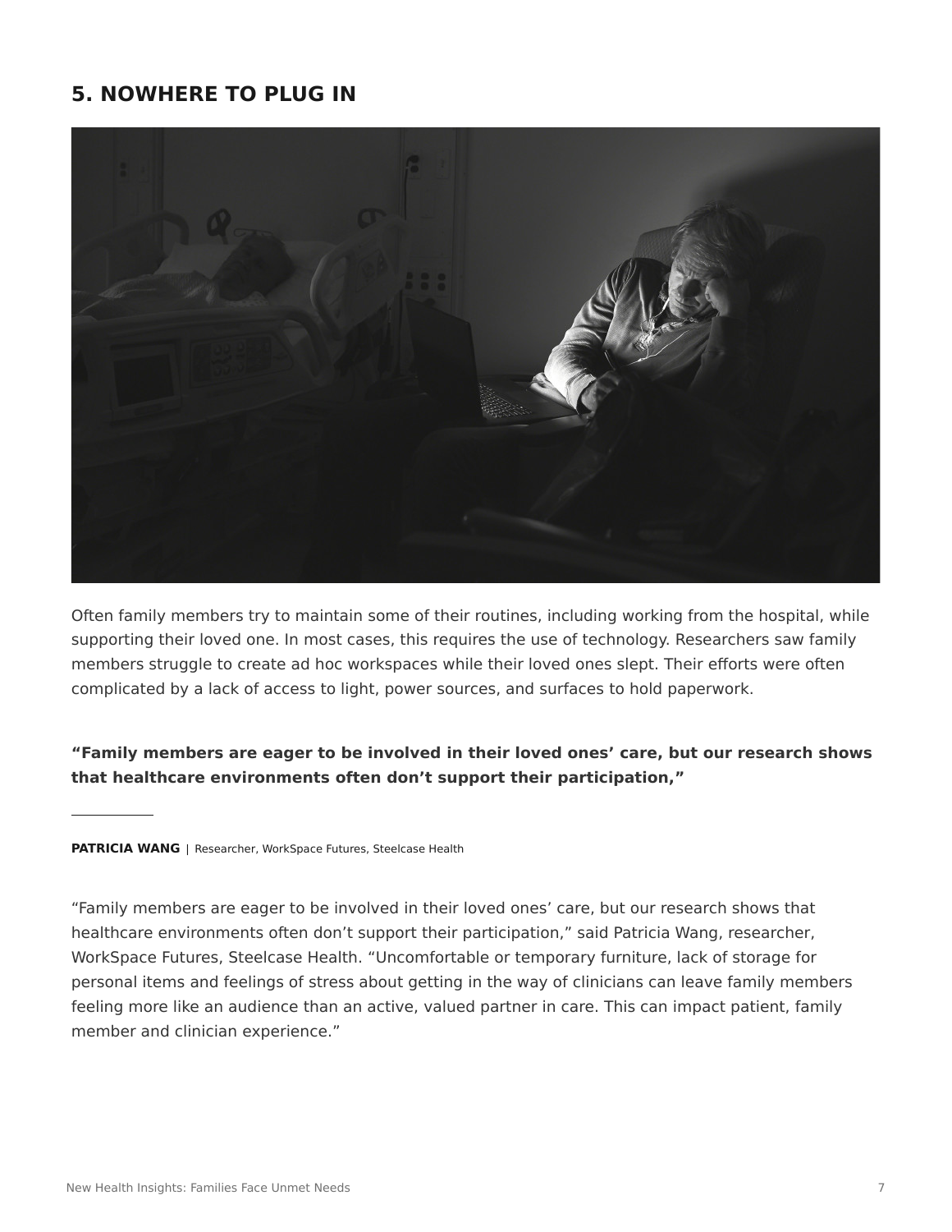## 5. NOWHERE TO PLUG IN

Often family members try to maintain some of their routines, including working from the hospital, while supporting their loved one. In most cases, this requires the use of technology. Researchers saw family members struggle to create ad hoc workspaces while their loved ones slept. Their efforts were often complicated by a lack of access to light, power sources, and surfaces to hold paperwork.

**“Family members are eager to be involved in their loved ones’ care, but our research shows that healthcare environments often don’t support their participation,”**

---

**PATRICIA WANG** | Researcher, WorkSpace Futures, Steelcase Health

“Family members are eager to be involved in their loved ones’ care, but our research shows that healthcare environments often don’t support their participation,” said Patricia Wang, researcher, WorkSpace Futures, Steelcase Health. “Uncomfortable or temporary furniture, lack of storage for personal items and feelings of stress about getting in the way of clinicians can leave family members feeling more like an audience than an active, valued partner in care. This can impact patient, family member and clinician experience.”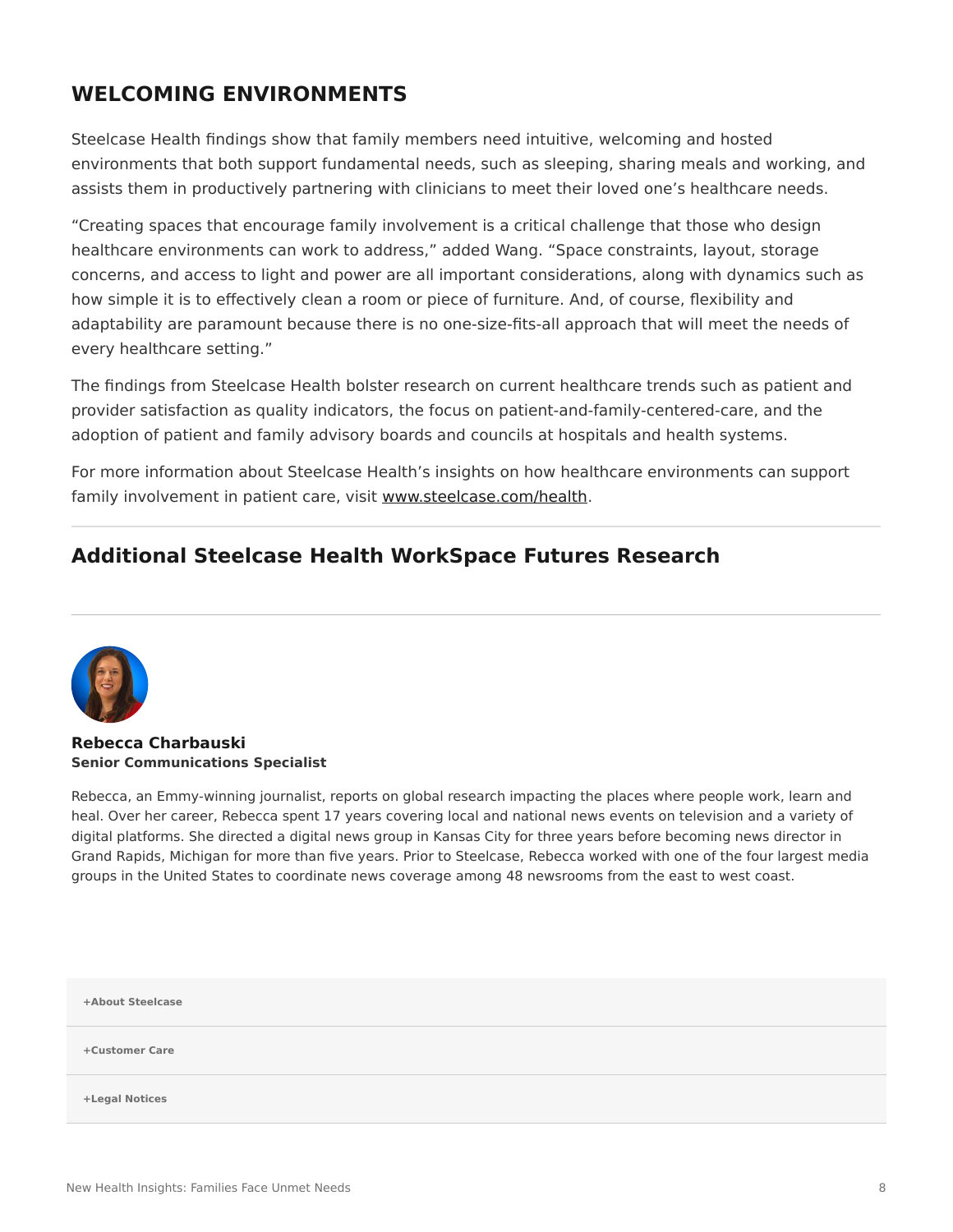## WELCOMING ENVIRONMENTS

Steelcase Health findings show that family members need intuitive, welcoming and hosted environments that both support fundamental needs, such as sleeping, sharing meals and working, and assists them in productively partnering with clinicians to meet their loved one's healthcare needs.

"Creating spaces that encourage family involvement is a critical challenge that those who design healthcare environments can work to address," added Wang. "Space constraints, layout, storage concerns, and access to light and power are all important considerations, along with dynamics such as how simple it is to effectively clean a room or piece of furniture. And, of course, flexibility and adaptability are paramount because there is no one-size-fits-all approach that will meet the needs of every healthcare setting."

The findings from Steelcase Health bolster research on current healthcare trends such as patient and provider satisfaction as quality indicators, the focus on patient-and-family-centered-care, and the adoption of patient and family advisory boards and councils at hospitals and health systems.

For more information about Steelcase Health's insights on how healthcare environments can support family involvement in patient care, visit www.steelcase.com/health.

---

## Additional Steelcase Health WorkSpace Futures Research

---

**Rebecca Charbauski**
**Senior Communications Specialist**

Rebecca, an Emmy-winning journalist, reports on global research impacting the places where people work, learn and heal. Over her career, Rebecca spent 17 years covering local and national news events on television and a variety of digital platforms. She directed a digital news group in Kansas City for three years before becoming news director in Grand Rapids, Michigan for more than five years. Prior to Steelcase, Rebecca worked with one of the four largest media groups in the United States to coordinate news coverage among 48 newsrooms from the east to west coast.

**+About Steelcase**

**+Customer Care**

**+Legal Notices**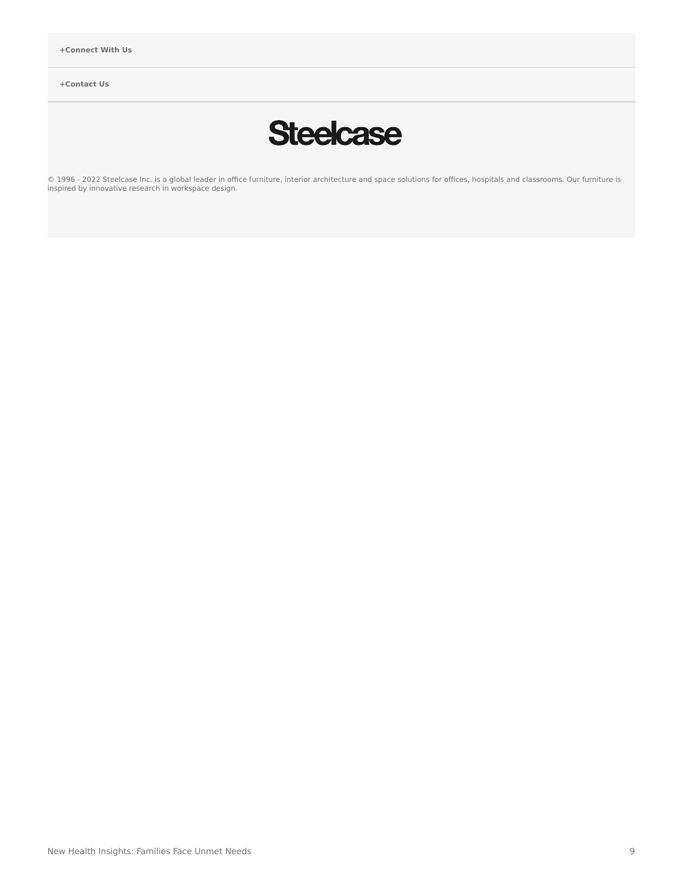**+Connect With Us**

**+Contact Us**

Steelcase

© 1996 - 2022 Steelcase Inc. is a global leader in office furniture, interior architecture and space solutions for offices, hospitals and classrooms. Our furniture is inspired by innovative research in workspace design.